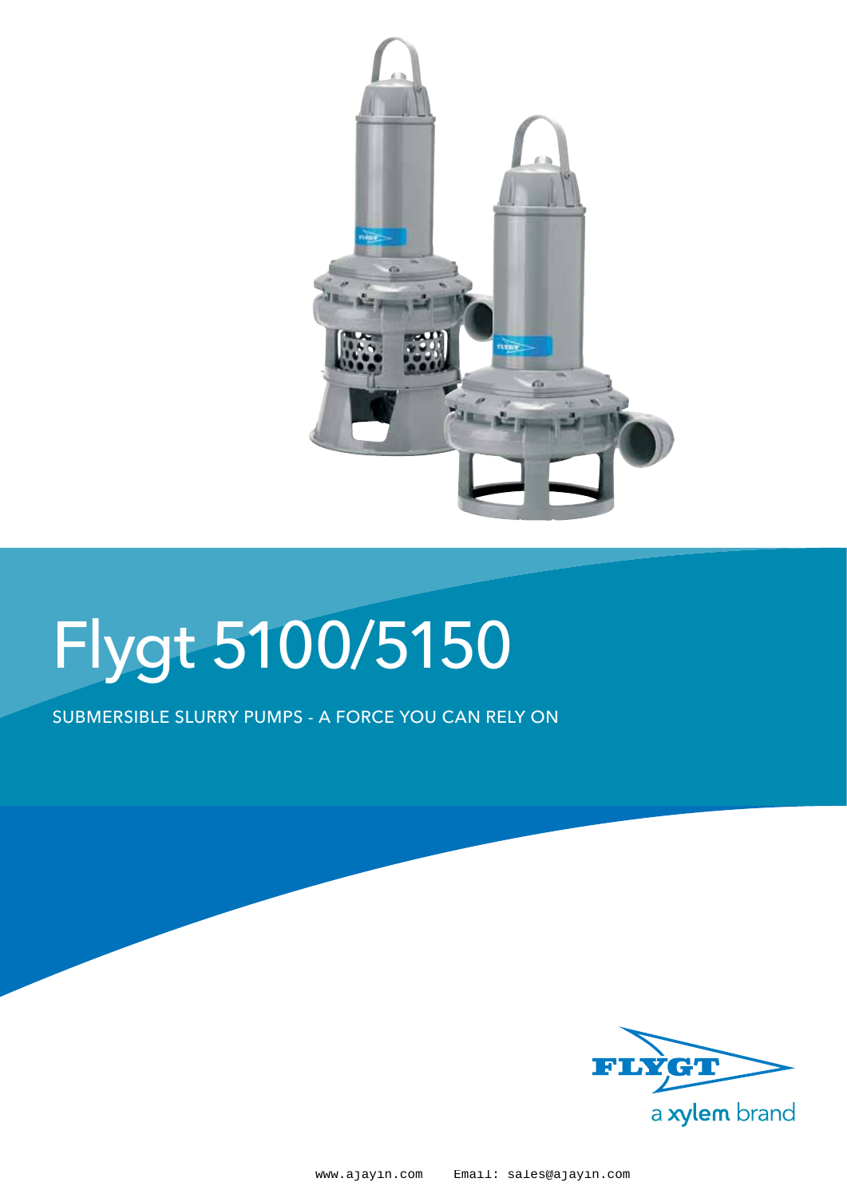# Flygt 5100/5150

SUBMERSIBLE SLURRY PUMPS - A FORCE YOU CAN RELY ON

FLYGT

a xylem brand

www.ajayin.com Email: sales@ajayin.com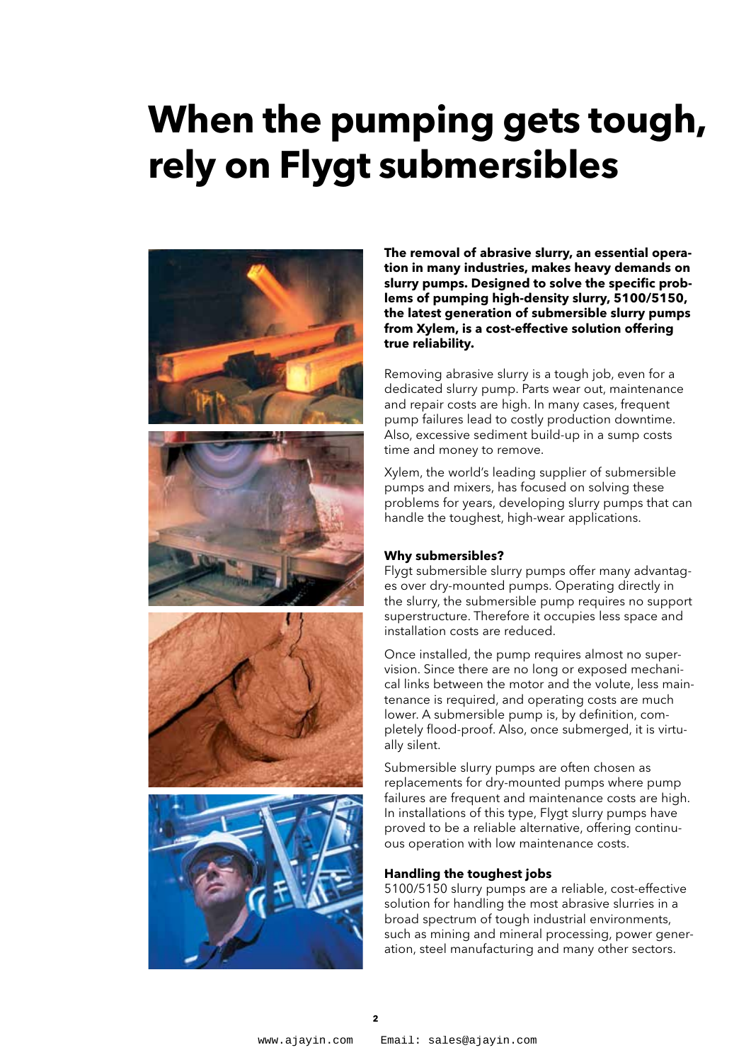# When the pumping gets tough, rely on Flygt submersibles

**The removal of abrasive slurry, an essential operation in many industries, makes heavy demands on slurry pumps. Designed to solve the specific problems of pumping high-density slurry, 5100/5150, the latest generation of submersible slurry pumps from Xylem, is a cost-effective solution offering true reliability.**

Removing abrasive slurry is a tough job, even for a dedicated slurry pump. Parts wear out, maintenance and repair costs are high. In many cases, frequent pump failures lead to costly production downtime. Also, excessive sediment build-up in a sump costs time and money to remove.

Xylem, the world's leading supplier of submersible pumps and mixers, has focused on solving these problems for years, developing slurry pumps that can handle the toughest, high-wear applications.

### Why submersibles?

Flygt submersible slurry pumps offer many advantages over dry-mounted pumps. Operating directly in the slurry, the submersible pump requires no support superstructure. Therefore it occupies less space and installation costs are reduced.

Once installed, the pump requires almost no supervision. Since there are no long or exposed mechanical links between the motor and the volute, less maintenance is required, and operating costs are much lower. A submersible pump is, by definition, completely flood-proof. Also, once submerged, it is virtually silent.

Submersible slurry pumps are often chosen as replacements for dry-mounted pumps where pump failures are frequent and maintenance costs are high. In installations of this type, Flygt slurry pumps have proved to be a reliable alternative, offering continuous operation with low maintenance costs.

### Handling the toughest jobs

5100/5150 slurry pumps are a reliable, cost-effective solution for handling the most abrasive slurries in a broad spectrum of tough industrial environments, such as mining and mineral processing, power generation, steel manufacturing and many other sectors.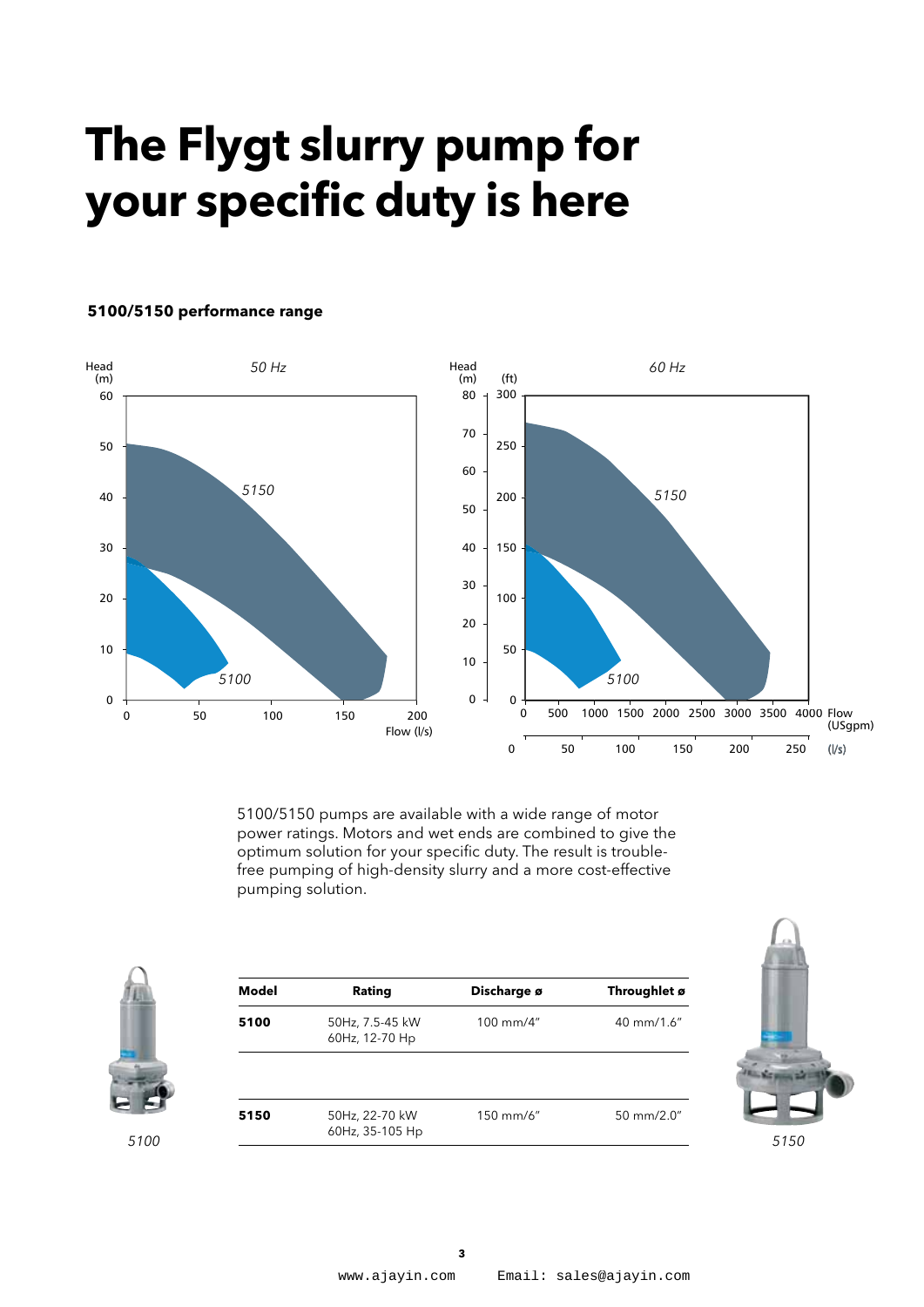# The Flygt slurry pump for your specific duty is here

### 5100/5150 performance range

5100/5150 pumps are available with a wide range of motor power ratings. Motors and wet ends are combined to give the optimum solution for your specific duty. The result is trouble-free pumping of high-density slurry and a more cost-effective pumping solution.

| Model | Rating | Discharge ø | Throughlet ø |
|---|---|---|---|
| **5100** | 50Hz, 7.5-45 kW<br>60Hz, 12-70 Hp | 100 mm/4" | 40 mm/1.6" |
| **5150** | 50Hz, 22-70 kW<br>60Hz, 35-105 Hp | 150 mm/6" | 50 mm/2.0" |

*5100*

*5150*

www.ajayin.com Email: sales@ajayin.com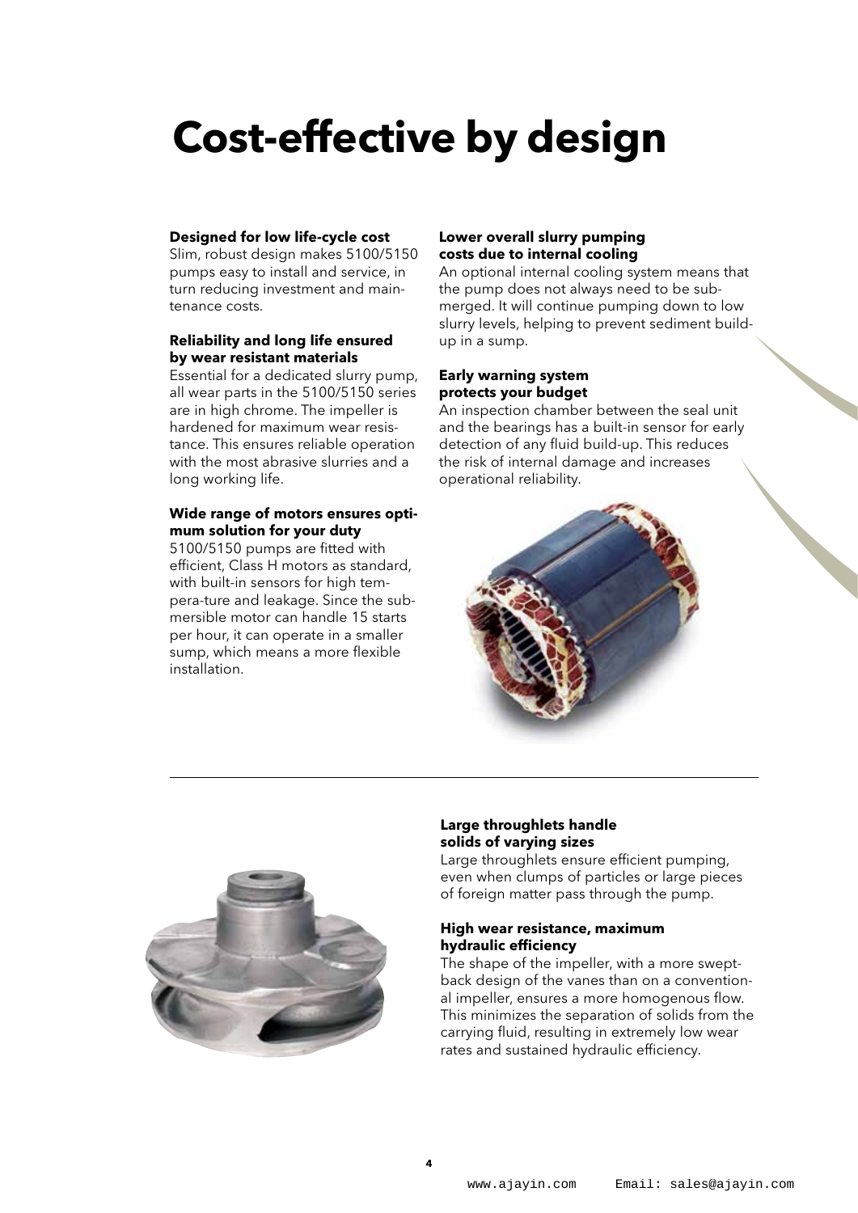# Cost-effective by design

### Designed for low life-cycle cost

Slim, robust design makes 5100/5150 pumps easy to install and service, in turn reducing investment and maintenance costs.

### Reliability and long life ensured by wear resistant materials

Essential for a dedicated slurry pump, all wear parts in the 5100/5150 series are in high chrome. The impeller is hardened for maximum wear resistance. This ensures reliable operation with the most abrasive slurries and a long working life.

### Wide range of motors ensures optimum solution for your duty

5100/5150 pumps are fitted with efficient, Class H motors as standard, with built-in sensors for high tempera-ture and leakage. Since the submersible motor can handle 15 starts per hour, it can operate in a smaller sump, which means a more flexible installation.

### Lower overall slurry pumping costs due to internal cooling

An optional internal cooling system means that the pump does not always need to be submerged. It will continue pumping down to low slurry levels, helping to prevent sediment build-up in a sump.

### Early warning system protects your budget

An inspection chamber between the seal unit and the bearings has a built-in sensor for early detection of any fluid build-up. This reduces the risk of internal damage and increases operational reliability.

---

### Large throughlets handle solids of varying sizes

Large throughlets ensure efficient pumping, even when clumps of particles or large pieces of foreign matter pass through the pump.

### High wear resistance, maximum hydraulic efficiency

The shape of the impeller, with a more swept-back design of the vanes than on a conventional impeller, ensures a more homogenous flow. This minimizes the separation of solids from the carrying fluid, resulting in extremely low wear rates and sustained hydraulic efficiency.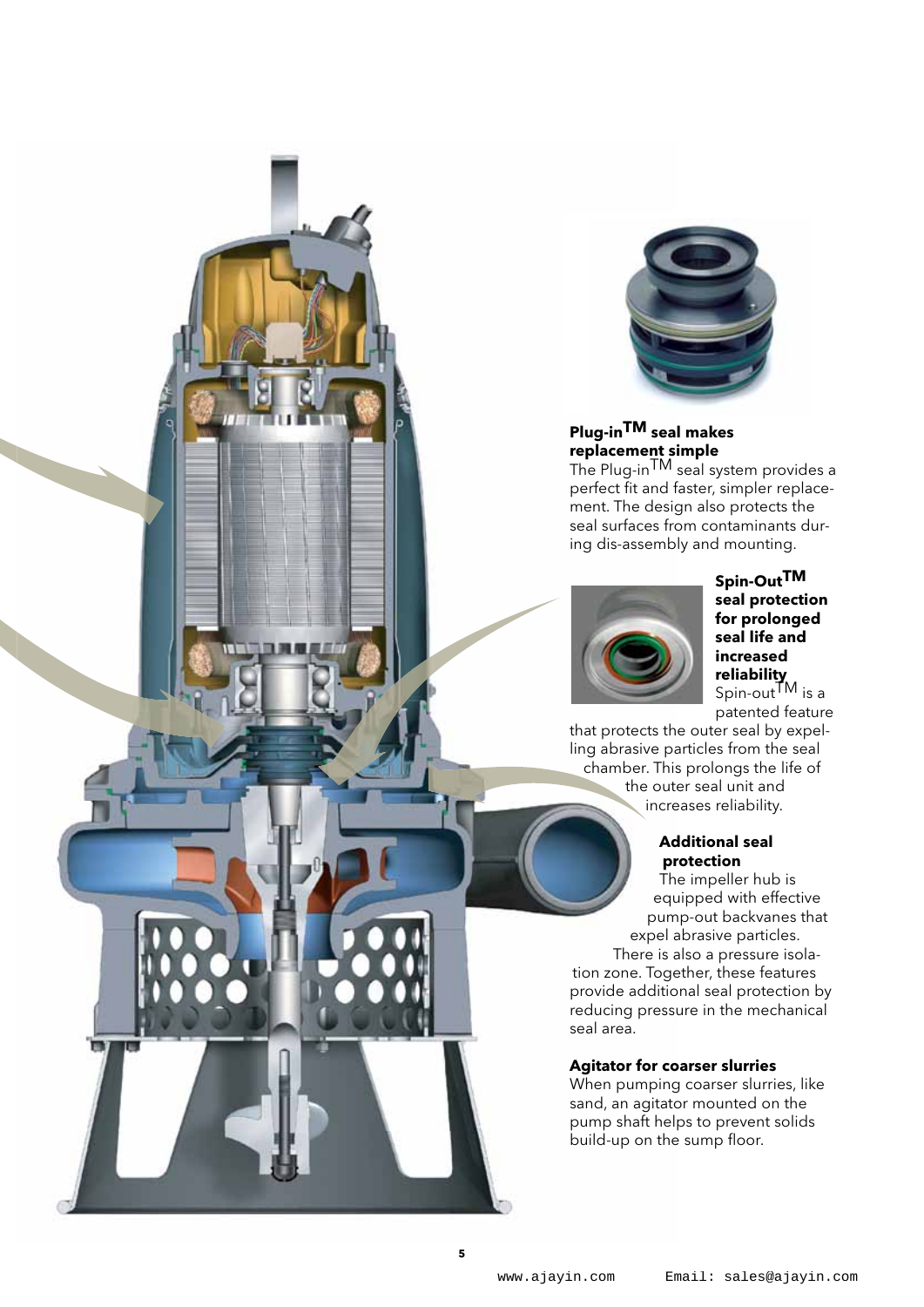### Plug-in™ seal makes replacement simple

The Plug-in™ seal system provides a perfect fit and faster, simpler replacement. The design also protects the seal surfaces from contaminants during dis-assembly and mounting.

### Spin-Out™ seal protection for prolonged seal life and increased reliability

Spin-out™ is a patented feature that protects the outer seal by expelling abrasive particles from the seal chamber. This prolongs the life of the outer seal unit and increases reliability.

### Additional seal protection

The impeller hub is equipped with effective pump-out backvanes that expel abrasive particles. There is also a pressure isolation zone. Together, these features provide additional seal protection by reducing pressure in the mechanical seal area.

### Agitator for coarser slurries

When pumping coarser slurries, like sand, an agitator mounted on the pump shaft helps to prevent solids build-up on the sump floor.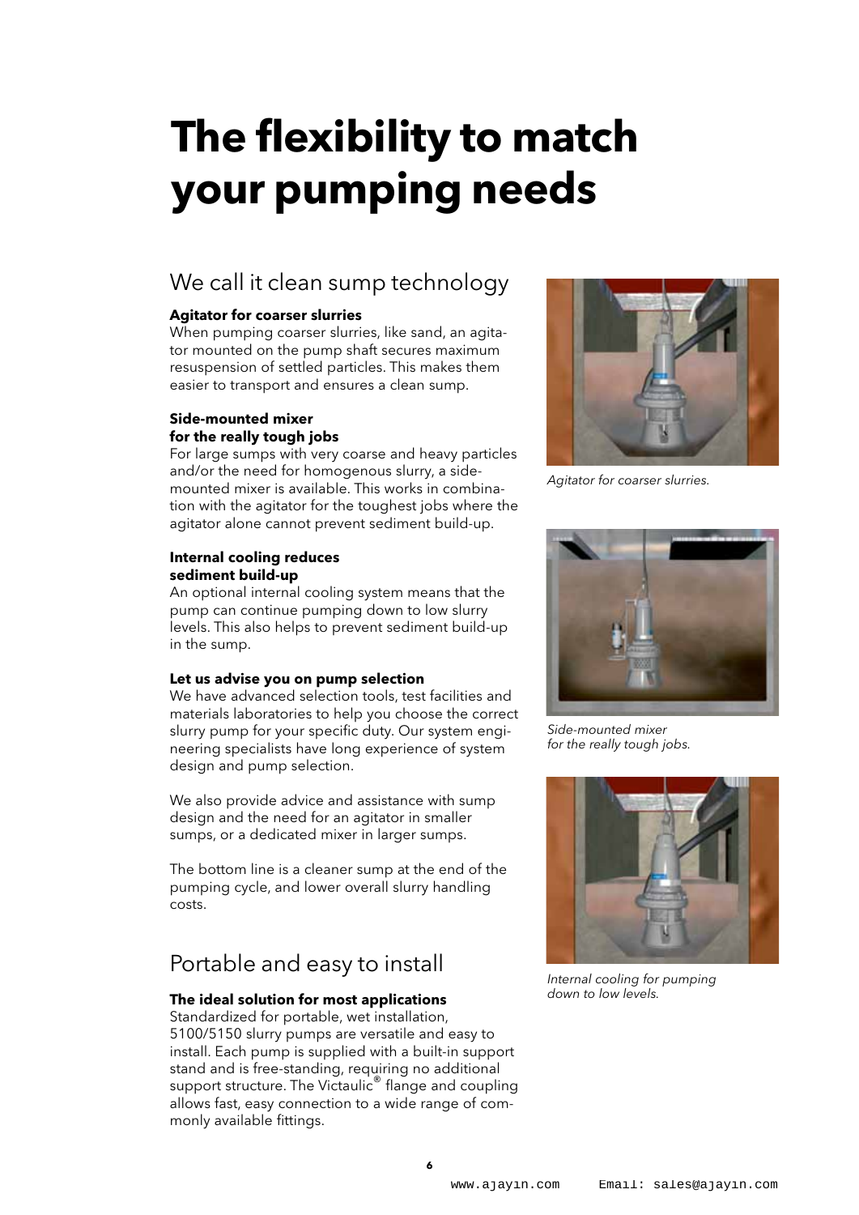# The flexibility to match your pumping needs

## We call it clean sump technology

**Agitator for coarser slurries**
When pumping coarser slurries, like sand, an agitator mounted on the pump shaft secures maximum resuspension of settled particles. This makes them easier to transport and ensures a clean sump.

**Side-mounted mixer for the really tough jobs**
For large sumps with very coarse and heavy particles and/or the need for homogenous slurry, a side-mounted mixer is available. This works in combination with the agitator for the toughest jobs where the agitator alone cannot prevent sediment build-up.

**Internal cooling reduces sediment build-up**
An optional internal cooling system means that the pump can continue pumping down to low slurry levels. This also helps to prevent sediment build-up in the sump.

**Let us advise you on pump selection**
We have advanced selection tools, test facilities and materials laboratories to help you choose the correct slurry pump for your specific duty. Our system engineering specialists have long experience of system design and pump selection.

We also provide advice and assistance with sump design and the need for an agitator in smaller sumps, or a dedicated mixer in larger sumps.

The bottom line is a cleaner sump at the end of the pumping cycle, and lower overall slurry handling costs.

*Agitator for coarser slurries.*

*Side-mounted mixer for the really tough jobs.*

*Internal cooling for pumping down to low levels.*

## Portable and easy to install

**The ideal solution for most applications**
Standardized for portable, wet installation, 5100/5150 slurry pumps are versatile and easy to install. Each pump is supplied with a built-in support stand and is free-standing, requiring no additional support structure. The Victaulic® flange and coupling allows fast, easy connection to a wide range of commonly available fittings.

www.ajayin.com Email: sales@ajayin.com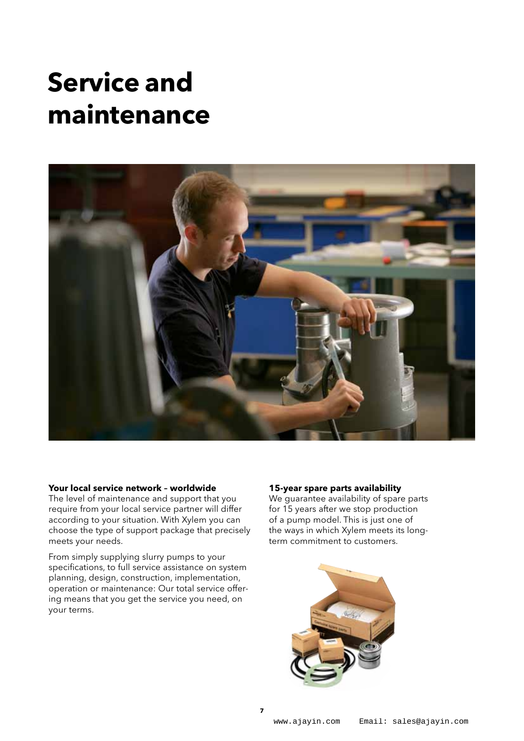# Service and maintenance

**Your local service network – worldwide**
The level of maintenance and support that you require from your local service partner will differ according to your situation. With Xylem you can choose the type of support package that precisely meets your needs.

From simply supplying slurry pumps to your specifications, to full service assistance on system planning, design, construction, implementation, operation or maintenance: Our total service offering means that you get the service you need, on your terms.

**15-year spare parts availability**
We guarantee availability of spare parts for 15 years after we stop production of a pump model. This is just one of the ways in which Xylem meets its long-term commitment to customers.

www.ajayin.com Email: sales@ajayin.com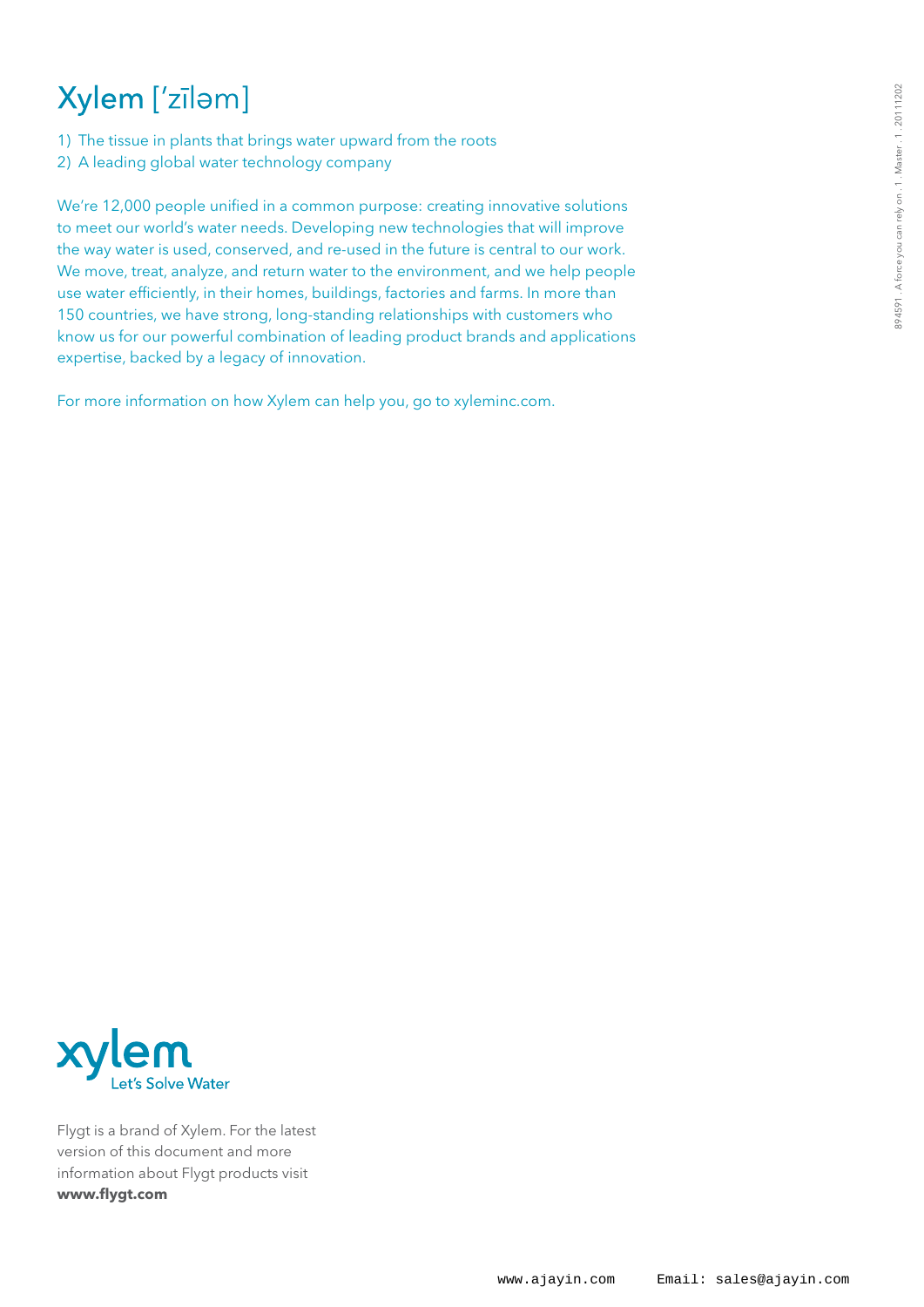# Xylem [ˈzīləm]

1) The tissue in plants that brings water upward from the roots
2) A leading global water technology company

We're 12,000 people unified in a common purpose: creating innovative solutions to meet our world's water needs. Developing new technologies that will improve the way water is used, conserved, and re-used in the future is central to our work. We move, treat, analyze, and return water to the environment, and we help people use water efficiently, in their homes, buildings, factories and farms. In more than 150 countries, we have strong, long-standing relationships with customers who know us for our powerful combination of leading product brands and applications expertise, backed by a legacy of innovation.

For more information on how Xylem can help you, go to xyleminc.com.

894591 . A force you can rely on . 1 . Master . 1 . 20111202

xylem
Let's Solve Water

Flygt is a brand of Xylem. For the latest version of this document and more information about Flygt products visit **www.flygt.com**

www.ajayin.com Email: sales@ajayin.com